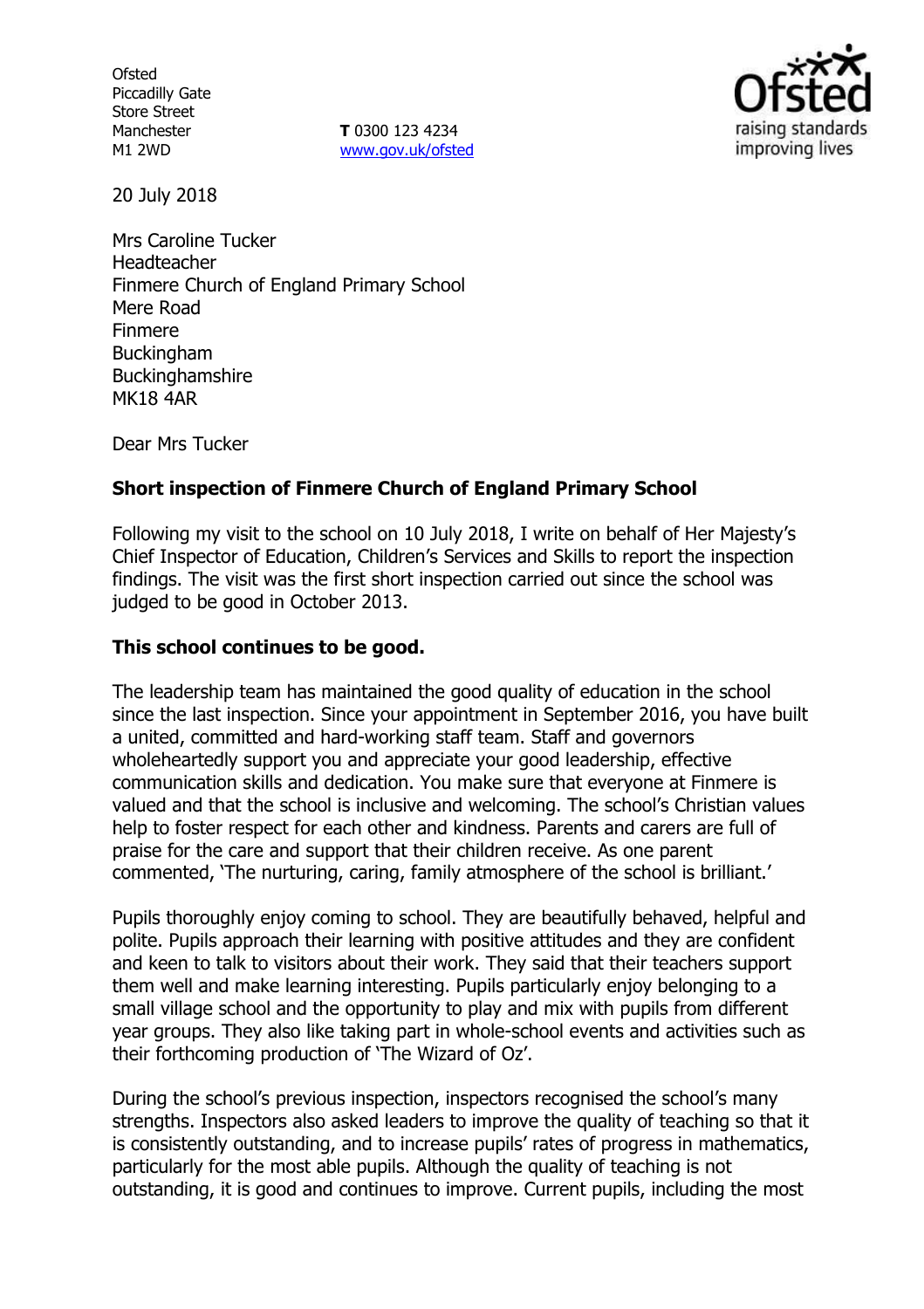Ofsted
Piccadilly Gate
Store Street
Manchester
M1 2WD

**T** 0300 123 4234
www.gov.uk/ofsted

20 July 2018

Mrs Caroline Tucker
Headteacher
Finmere Church of England Primary School
Mere Road
Finmere
Buckingham
Buckinghamshire
MK18 4AR

Dear Mrs Tucker

**Short inspection of Finmere Church of England Primary School**

Following my visit to the school on 10 July 2018, I write on behalf of Her Majesty's Chief Inspector of Education, Children's Services and Skills to report the inspection findings. The visit was the first short inspection carried out since the school was judged to be good in October 2013.

**This school continues to be good.**

The leadership team has maintained the good quality of education in the school since the last inspection. Since your appointment in September 2016, you have built a united, committed and hard-working staff team. Staff and governors wholeheartedly support you and appreciate your good leadership, effective communication skills and dedication. You make sure that everyone at Finmere is valued and that the school is inclusive and welcoming. The school's Christian values help to foster respect for each other and kindness. Parents and carers are full of praise for the care and support that their children receive. As one parent commented, 'The nurturing, caring, family atmosphere of the school is brilliant.'

Pupils thoroughly enjoy coming to school. They are beautifully behaved, helpful and polite. Pupils approach their learning with positive attitudes and they are confident and keen to talk to visitors about their work. They said that their teachers support them well and make learning interesting. Pupils particularly enjoy belonging to a small village school and the opportunity to play and mix with pupils from different year groups. They also like taking part in whole-school events and activities such as their forthcoming production of 'The Wizard of Oz'.

During the school's previous inspection, inspectors recognised the school's many strengths. Inspectors also asked leaders to improve the quality of teaching so that it is consistently outstanding, and to increase pupils' rates of progress in mathematics, particularly for the most able pupils. Although the quality of teaching is not outstanding, it is good and continues to improve. Current pupils, including the most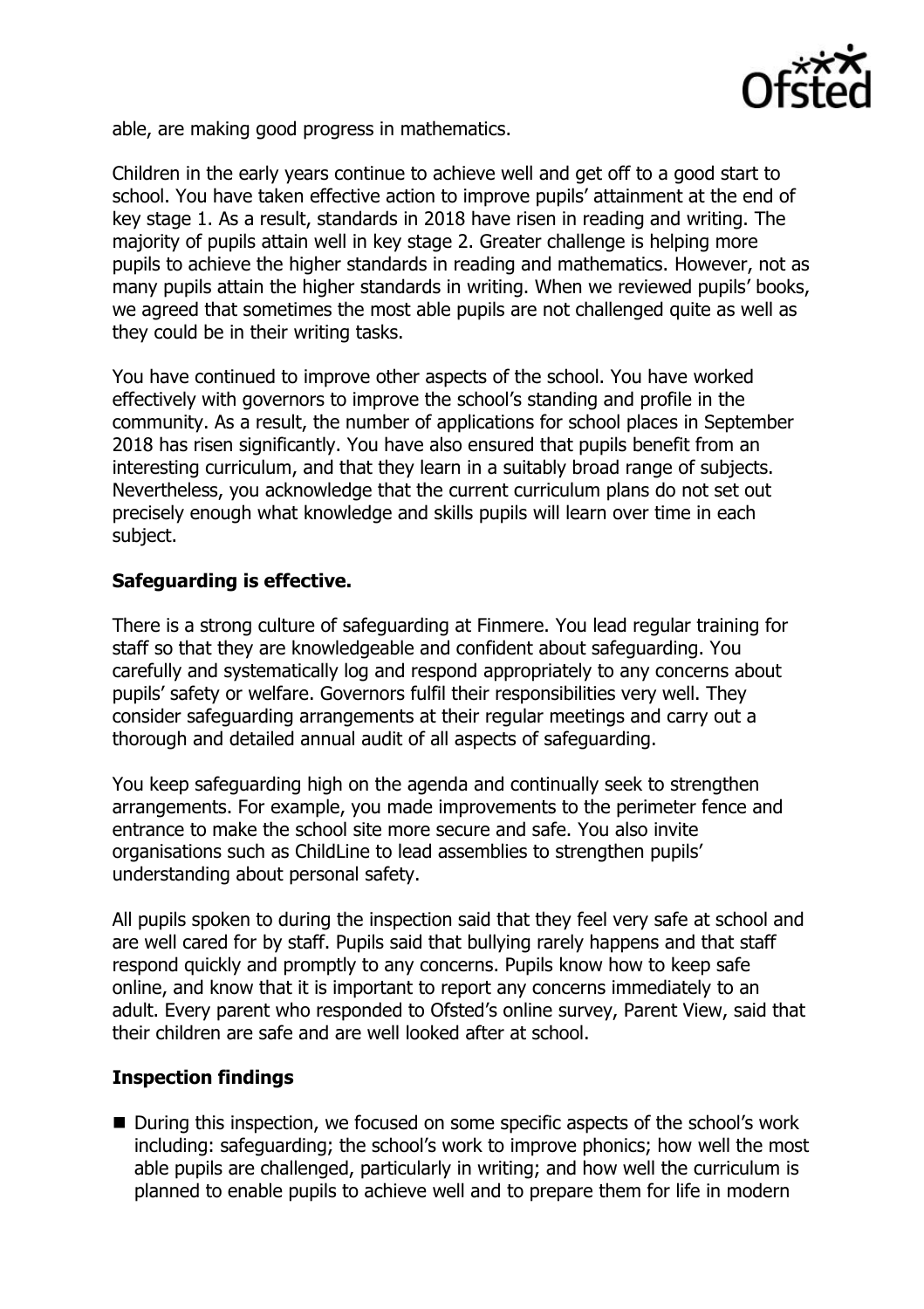able, are making good progress in mathematics.

Children in the early years continue to achieve well and get off to a good start to school. You have taken effective action to improve pupils' attainment at the end of key stage 1. As a result, standards in 2018 have risen in reading and writing. The majority of pupils attain well in key stage 2. Greater challenge is helping more pupils to achieve the higher standards in reading and mathematics. However, not as many pupils attain the higher standards in writing. When we reviewed pupils' books, we agreed that sometimes the most able pupils are not challenged quite as well as they could be in their writing tasks.

You have continued to improve other aspects of the school. You have worked effectively with governors to improve the school's standing and profile in the community. As a result, the number of applications for school places in September 2018 has risen significantly. You have also ensured that pupils benefit from an interesting curriculum, and that they learn in a suitably broad range of subjects. Nevertheless, you acknowledge that the current curriculum plans do not set out precisely enough what knowledge and skills pupils will learn over time in each subject.

**Safeguarding is effective.**

There is a strong culture of safeguarding at Finmere. You lead regular training for staff so that they are knowledgeable and confident about safeguarding. You carefully and systematically log and respond appropriately to any concerns about pupils' safety or welfare. Governors fulfil their responsibilities very well. They consider safeguarding arrangements at their regular meetings and carry out a thorough and detailed annual audit of all aspects of safeguarding.

You keep safeguarding high on the agenda and continually seek to strengthen arrangements. For example, you made improvements to the perimeter fence and entrance to make the school site more secure and safe. You also invite organisations such as ChildLine to lead assemblies to strengthen pupils' understanding about personal safety.

All pupils spoken to during the inspection said that they feel very safe at school and are well cared for by staff. Pupils said that bullying rarely happens and that staff respond quickly and promptly to any concerns. Pupils know how to keep safe online, and know that it is important to report any concerns immediately to an adult. Every parent who responded to Ofsted's online survey, Parent View, said that their children are safe and are well looked after at school.

**Inspection findings**

- During this inspection, we focused on some specific aspects of the school's work including: safeguarding; the school's work to improve phonics; how well the most able pupils are challenged, particularly in writing; and how well the curriculum is planned to enable pupils to achieve well and to prepare them for life in modern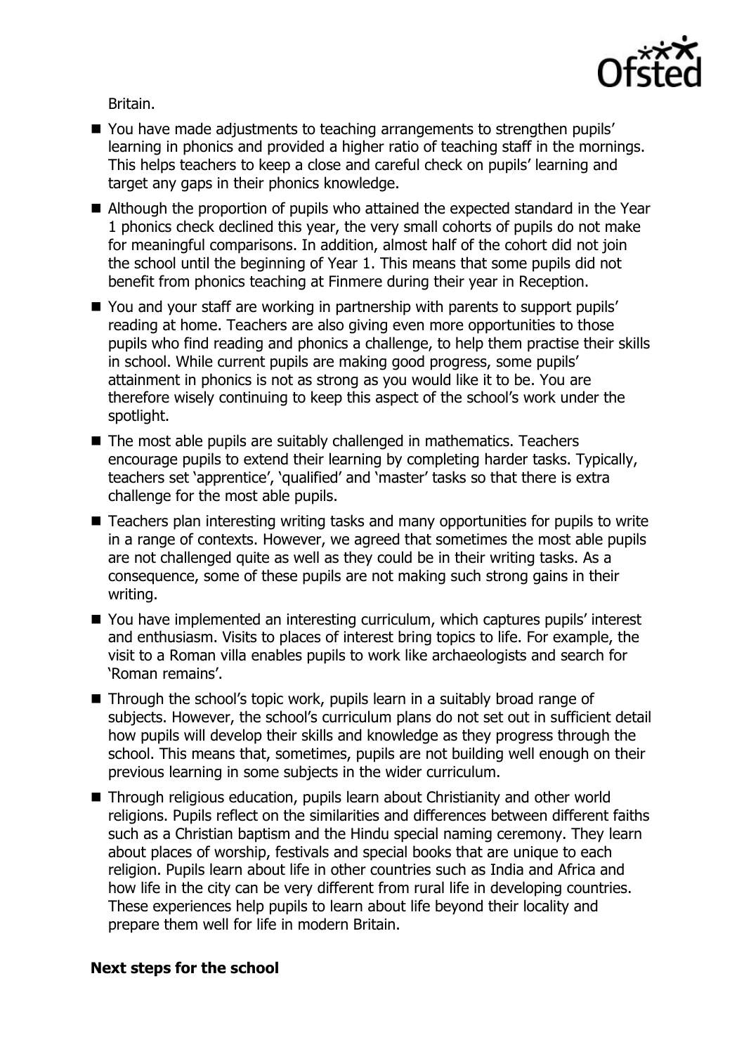Britain.

- You have made adjustments to teaching arrangements to strengthen pupils' learning in phonics and provided a higher ratio of teaching staff in the mornings. This helps teachers to keep a close and careful check on pupils' learning and target any gaps in their phonics knowledge.
- Although the proportion of pupils who attained the expected standard in the Year 1 phonics check declined this year, the very small cohorts of pupils do not make for meaningful comparisons. In addition, almost half of the cohort did not join the school until the beginning of Year 1. This means that some pupils did not benefit from phonics teaching at Finmere during their year in Reception.
- You and your staff are working in partnership with parents to support pupils' reading at home. Teachers are also giving even more opportunities to those pupils who find reading and phonics a challenge, to help them practise their skills in school. While current pupils are making good progress, some pupils' attainment in phonics is not as strong as you would like it to be. You are therefore wisely continuing to keep this aspect of the school's work under the spotlight.
- The most able pupils are suitably challenged in mathematics. Teachers encourage pupils to extend their learning by completing harder tasks. Typically, teachers set 'apprentice', 'qualified' and 'master' tasks so that there is extra challenge for the most able pupils.
- Teachers plan interesting writing tasks and many opportunities for pupils to write in a range of contexts. However, we agreed that sometimes the most able pupils are not challenged quite as well as they could be in their writing tasks. As a consequence, some of these pupils are not making such strong gains in their writing.
- You have implemented an interesting curriculum, which captures pupils' interest and enthusiasm. Visits to places of interest bring topics to life. For example, the visit to a Roman villa enables pupils to work like archaeologists and search for 'Roman remains'.
- Through the school's topic work, pupils learn in a suitably broad range of subjects. However, the school's curriculum plans do not set out in sufficient detail how pupils will develop their skills and knowledge as they progress through the school. This means that, sometimes, pupils are not building well enough on their previous learning in some subjects in the wider curriculum.
- Through religious education, pupils learn about Christianity and other world religions. Pupils reflect on the similarities and differences between different faiths such as a Christian baptism and the Hindu special naming ceremony. They learn about places of worship, festivals and special books that are unique to each religion. Pupils learn about life in other countries such as India and Africa and how life in the city can be very different from rural life in developing countries. These experiences help pupils to learn about life beyond their locality and prepare them well for life in modern Britain.

**Next steps for the school**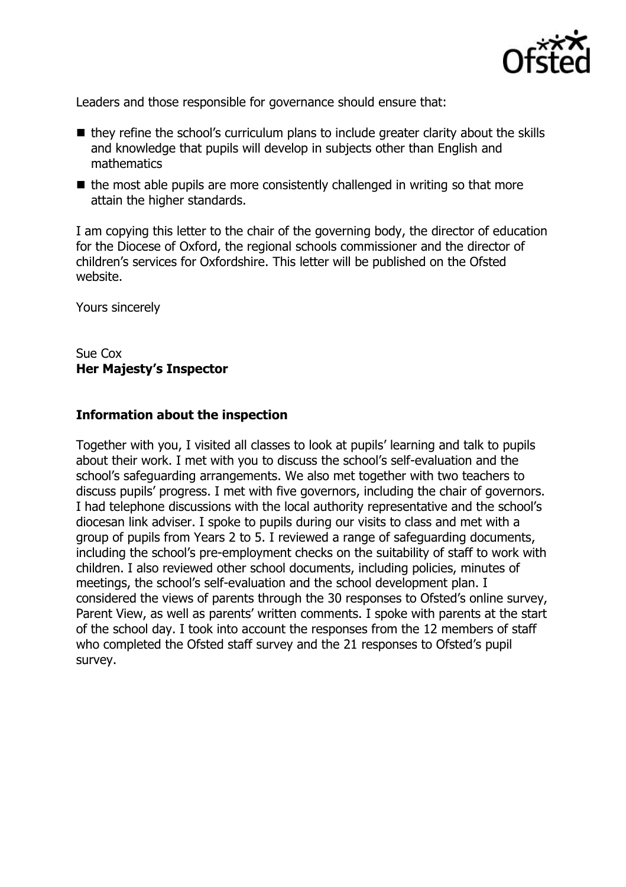Leaders and those responsible for governance should ensure that:

- they refine the school's curriculum plans to include greater clarity about the skills and knowledge that pupils will develop in subjects other than English and mathematics
- the most able pupils are more consistently challenged in writing so that more attain the higher standards.

I am copying this letter to the chair of the governing body, the director of education for the Diocese of Oxford, the regional schools commissioner and the director of children's services for Oxfordshire. This letter will be published on the Ofsted website.

Yours sincerely

Sue Cox
**Her Majesty's Inspector**

## Information about the inspection

Together with you, I visited all classes to look at pupils' learning and talk to pupils about their work. I met with you to discuss the school's self-evaluation and the school's safeguarding arrangements. We also met together with two teachers to discuss pupils' progress. I met with five governors, including the chair of governors. I had telephone discussions with the local authority representative and the school's diocesan link adviser. I spoke to pupils during our visits to class and met with a group of pupils from Years 2 to 5. I reviewed a range of safeguarding documents, including the school's pre-employment checks on the suitability of staff to work with children. I also reviewed other school documents, including policies, minutes of meetings, the school's self-evaluation and the school development plan. I considered the views of parents through the 30 responses to Ofsted's online survey, Parent View, as well as parents' written comments. I spoke with parents at the start of the school day. I took into account the responses from the 12 members of staff who completed the Ofsted staff survey and the 21 responses to Ofsted's pupil survey.